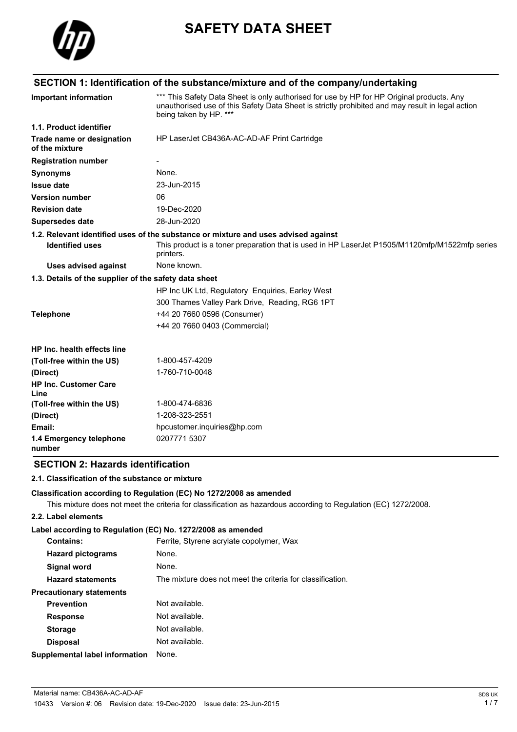# SAFETY DATA SHEET

## SECTION 1: Identification of the substance/mixture and of the company/undertaking

| | |
|---|---|
| **Important information** | *** This Safety Data Sheet is only authorised for use by HP for HP Original products. Any unauthorised use of this Safety Data Sheet is strictly prohibited and may result in legal action being taken by HP. *** |
| **1.1. Product identifier** | |
| **Trade name or designation of the mixture** | HP LaserJet CB436A-AC-AD-AF Print Cartridge |
| **Registration number** | - |
| **Synonyms** | None. |
| **Issue date** | 23-Jun-2015 |
| **Version number** | 06 |
| **Revision date** | 19-Dec-2020 |
| **Supersedes date** | 28-Jun-2020 |

**1.2. Relevant identified uses of the substance or mixture and uses advised against**

| | |
|---|---|
| **Identified uses** | This product is a toner preparation that is used in HP LaserJet P1505/M1120mfp/M1522mfp series printers. |
| **Uses advised against** | None known. |

**1.3. Details of the supplier of the safety data sheet**

| | |
|---|---|
| | HP Inc UK Ltd, Regulatory Enquiries, Earley West |
| | 300 Thames Valley Park Drive, Reading, RG6 1PT |
| **Telephone** | +44 20 7660 0596 (Consumer) |
| | +44 20 7660 0403 (Commercial) |
| **HP Inc. health effects line** | |
| **(Toll-free within the US)** | 1-800-457-4209 |
| **(Direct)** | 1-760-710-0048 |
| **HP Inc. Customer Care Line** | |
| **(Toll-free within the US)** | 1-800-474-6836 |
| **(Direct)** | 1-208-323-2551 |
| **Email:** | hpcustomer.inquiries@hp.com |
| **1.4 Emergency telephone number** | 0207771 5307 |

## SECTION 2: Hazards identification

### 2.1. Classification of the substance or mixture

**Classification according to Regulation (EC) No 1272/2008 as amended**

This mixture does not meet the criteria for classification as hazardous according to Regulation (EC) 1272/2008.

### 2.2. Label elements

**Label according to Regulation (EC) No. 1272/2008 as amended**

| | |
|---|---|
| **Contains:** | Ferrite, Styrene acrylate copolymer, Wax |
| **Hazard pictograms** | None. |
| **Signal word** | None. |
| **Hazard statements** | The mixture does not meet the criteria for classification. |
| **Precautionary statements** | |
| **Prevention** | Not available. |
| **Response** | Not available. |
| **Storage** | Not available. |
| **Disposal** | Not available. |
| **Supplemental label information** | None. |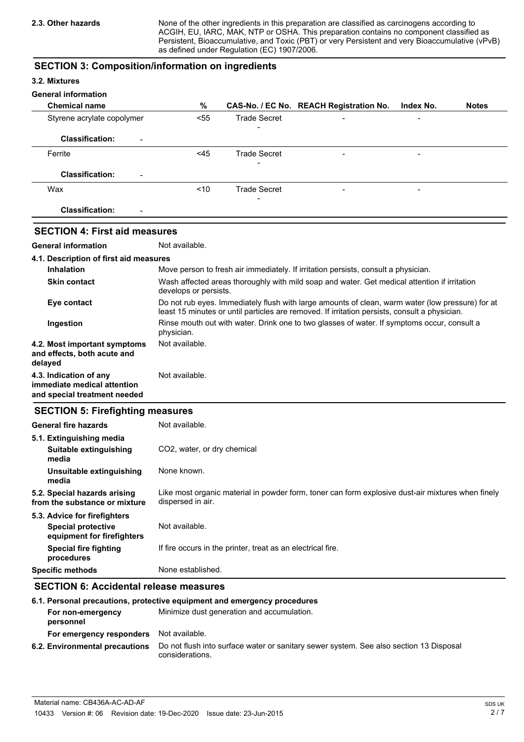**2.3. Other hazards** None of the other ingredients in this preparation are classified as carcinogens according to ACGIH, EU, IARC, MAK, NTP or OSHA. This preparation contains no component classified as Persistent, Bioaccumulative, and Toxic (PBT) or very Persistent and very Bioaccumulative (vPvB) as defined under Regulation (EC) 1907/2006.

## SECTION 3: Composition/information on ingredients

### 3.2. Mixtures

**General information**

| Chemical name | % | CAS-No. / EC No. | REACH Registration No. | Index No. | Notes |
|---|---|---|---|---|---|
| Styrene acrylate copolymer | <55 | Trade Secret<br>- | - | - | |
| **Classification:** - | | | | | |
| Ferrite | <45 | Trade Secret<br>- | - | - | |
| **Classification:** - | | | | | |
| Wax | <10 | Trade Secret<br>- | - | - | |
| **Classification:** - | | | | | |

## SECTION 4: First aid measures

**General information** Not available.

**4.1. Description of first aid measures**

- **Inhalation**: Move person to fresh air immediately. If irritation persists, consult a physician.
- **Skin contact**: Wash affected areas thoroughly with mild soap and water. Get medical attention if irritation develops or persists.
- **Eye contact**: Do not rub eyes. Immediately flush with large amounts of clean, warm water (low pressure) for at least 15 minutes or until particles are removed. If irritation persists, consult a physician.
- **Ingestion**: Rinse mouth out with water. Drink one to two glasses of water. If symptoms occur, consult a physician.

**4.2. Most important symptoms and effects, both acute and delayed** Not available.

**4.3. Indication of any immediate medical attention and special treatment needed** Not available.

## SECTION 5: Firefighting measures

**General fire hazards** Not available.

**5.1. Extinguishing media**

- **Suitable extinguishing media**: $CO_2$, water, or dry chemical
- **Unsuitable extinguishing media**: None known.

**5.2. Special hazards arising from the substance or mixture** Like most organic material in powder form, toner can form explosive dust-air mixtures when finely dispersed in air.

**5.3. Advice for firefighters**

- **Special protective equipment for firefighters**: Not available.
- **Special fire fighting procedures**: If fire occurs in the printer, treat as an electrical fire.

**Specific methods** None established.

## SECTION 6: Accidental release measures

**6.1. Personal precautions, protective equipment and emergency procedures**

- **For non-emergency personnel**: Minimize dust generation and accumulation.
- **For emergency responders**: Not available.

**6.2. Environmental precautions** Do not flush into surface water or sanitary sewer system. See also section 13 Disposal considerations.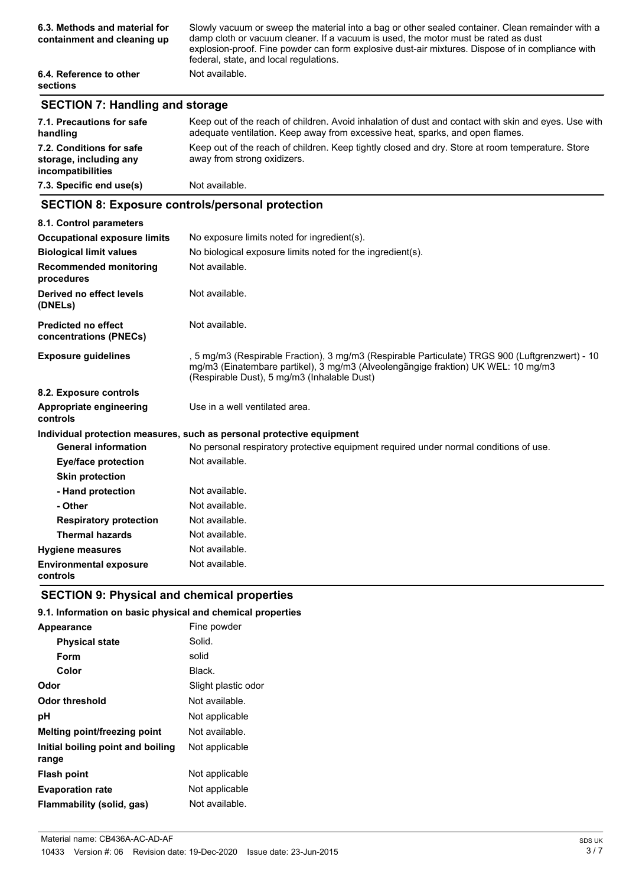| | |
|---|---|
| **6.3. Methods and material for containment and cleaning up** | Slowly vacuum or sweep the material into a bag or other sealed container. Clean remainder with a damp cloth or vacuum cleaner. If a vacuum is used, the motor must be rated as dust explosion-proof. Fine powder can form explosive dust-air mixtures. Dispose of in compliance with federal, state, and local regulations. |
| **6.4. Reference to other sections** | Not available. |

## SECTION 7: Handling and storage

| | |
|---|---|
| **7.1. Precautions for safe handling** | Keep out of the reach of children. Avoid inhalation of dust and contact with skin and eyes. Use with adequate ventilation. Keep away from excessive heat, sparks, and open flames. |
| **7.2. Conditions for safe storage, including any incompatibilities** | Keep out of the reach of children. Keep tightly closed and dry. Store at room temperature. Store away from strong oxidizers. |
| **7.3. Specific end use(s)** | Not available. |

## SECTION 8: Exposure controls/personal protection

**8.1. Control parameters**

| | |
|---|---|
| **Occupational exposure limits** | No exposure limits noted for ingredient(s). |
| **Biological limit values** | No biological exposure limits noted for the ingredient(s). |
| **Recommended monitoring procedures** | Not available. |
| **Derived no effect levels (DNELs)** | Not available. |
| **Predicted no effect concentrations (PNECs)** | Not available. |
| **Exposure guidelines** | , 5 mg/m3 (Respirable Fraction), 3 mg/m3 (Respirable Particulate) TRGS 900 (Luftgrenzwert) - 10 mg/m3 (Einatembare partikel), 3 mg/m3 (Alveolengängige fraktion) UK WEL: 10 mg/m3 (Respirable Dust), 5 mg/m3 (Inhalable Dust) |

**8.2. Exposure controls**

| | |
|---|---|
| **Appropriate engineering controls** | Use in a well ventilated area. |

**Individual protection measures, such as personal protective equipment**

| | |
|---|---|
| **General information** | No personal respiratory protective equipment required under normal conditions of use. |
| **Eye/face protection** | Not available. |
| **Skin protection** | |
| **- Hand protection** | Not available. |
| **- Other** | Not available. |
| **Respiratory protection** | Not available. |
| **Thermal hazards** | Not available. |
| **Hygiene measures** | Not available. |
| **Environmental exposure controls** | Not available. |

## SECTION 9: Physical and chemical properties

**9.1. Information on basic physical and chemical properties**

| | |
|---|---|
| **Appearance** | Fine powder |
| **Physical state** | Solid. |
| **Form** | solid |
| **Color** | Black. |
| **Odor** | Slight plastic odor |
| **Odor threshold** | Not available. |
| **pH** | Not applicable |
| **Melting point/freezing point** | Not available. |
| **Initial boiling point and boiling range** | Not applicable |
| **Flash point** | Not applicable |
| **Evaporation rate** | Not applicable |
| **Flammability (solid, gas)** | Not available. |

Material name: CB436A-AC-AD-AF

10433 Version #: 06 Revision date: 19-Dec-2020 Issue date: 23-Jun-2015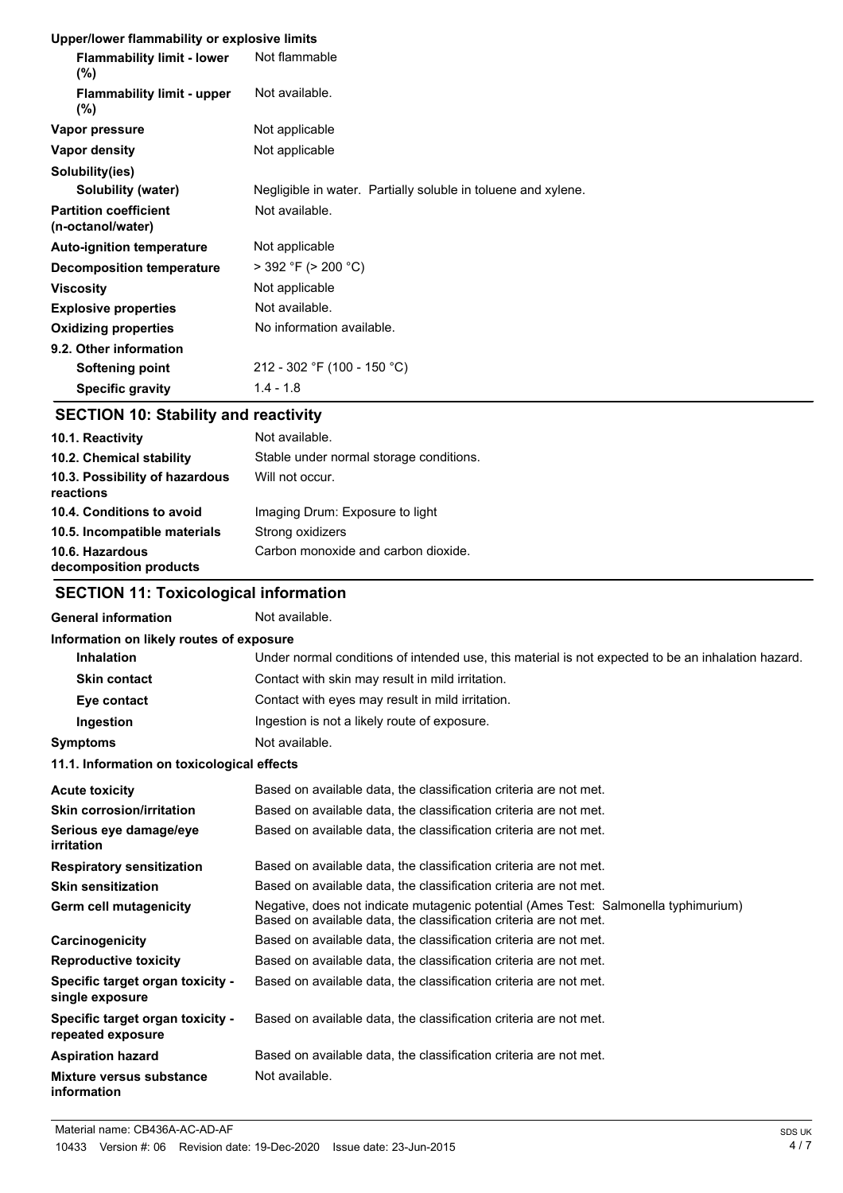| | |
|---|---|
| **Upper/lower flammability or explosive limits** | |
| **Flammability limit - lower (%)** | Not flammable |
| **Flammability limit - upper (%)** | Not available. |
| **Vapor pressure** | Not applicable |
| **Vapor density** | Not applicable |
| **Solubility(ies)** | |
| **Solubility (water)** | Negligible in water. Partially soluble in toluene and xylene. |
| **Partition coefficient (n-octanol/water)** | Not available. |
| **Auto-ignition temperature** | Not applicable |
| **Decomposition temperature** | > 392 °F (> 200 °C) |
| **Viscosity** | Not applicable |
| **Explosive properties** | Not available. |
| **Oxidizing properties** | No information available. |
| **9.2. Other information** | |
| **Softening point** | 212 - 302 °F (100 - 150 °C) |
| **Specific gravity** | 1.4 - 1.8 |

## SECTION 10: Stability and reactivity

| | |
|---|---|
| **10.1. Reactivity** | Not available. |
| **10.2. Chemical stability** | Stable under normal storage conditions. |
| **10.3. Possibility of hazardous reactions** | Will not occur. |
| **10.4. Conditions to avoid** | Imaging Drum: Exposure to light |
| **10.5. Incompatible materials** | Strong oxidizers |
| **10.6. Hazardous decomposition products** | Carbon monoxide and carbon dioxide. |

## SECTION 11: Toxicological information

| | |
|---|---|
| **General information** | Not available. |
| **Information on likely routes of exposure** | |
| **Inhalation** | Under normal conditions of intended use, this material is not expected to be an inhalation hazard. |
| **Skin contact** | Contact with skin may result in mild irritation. |
| **Eye contact** | Contact with eyes may result in mild irritation. |
| **Ingestion** | Ingestion is not a likely route of exposure. |
| **Symptoms** | Not available. |
| **11.1. Information on toxicological effects** | |
| **Acute toxicity** | Based on available data, the classification criteria are not met. |
| **Skin corrosion/irritation** | Based on available data, the classification criteria are not met. |
| **Serious eye damage/eye irritation** | Based on available data, the classification criteria are not met. |
| **Respiratory sensitization** | Based on available data, the classification criteria are not met. |
| **Skin sensitization** | Based on available data, the classification criteria are not met. |
| **Germ cell mutagenicity** | Negative, does not indicate mutagenic potential (Ames Test: Salmonella typhimurium) Based on available data, the classification criteria are not met. |
| **Carcinogenicity** | Based on available data, the classification criteria are not met. |
| **Reproductive toxicity** | Based on available data, the classification criteria are not met. |
| **Specific target organ toxicity - single exposure** | Based on available data, the classification criteria are not met. |
| **Specific target organ toxicity - repeated exposure** | Based on available data, the classification criteria are not met. |
| **Aspiration hazard** | Based on available data, the classification criteria are not met. |
| **Mixture versus substance information** | Not available. |

Material name: CB436A-AC-AD-AF
10433 Version #: 06 Revision date: 19-Dec-2020 Issue date: 23-Jun-2015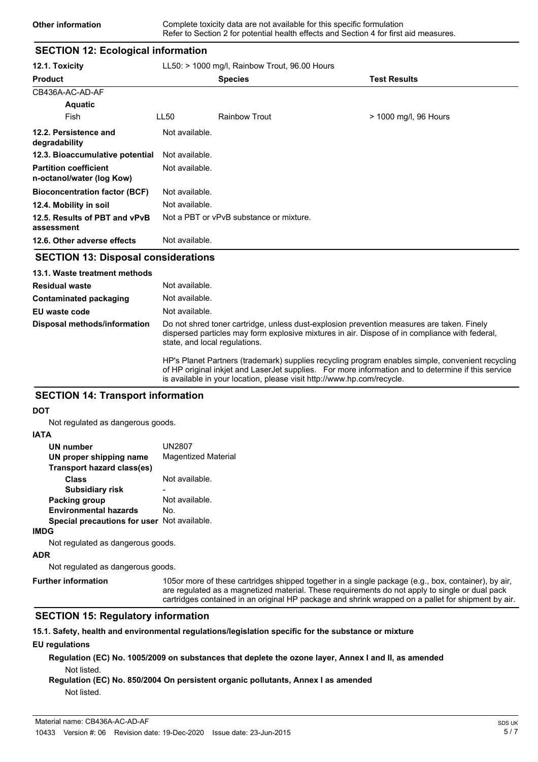| **Other information** | Complete toxicity data are not available for this specific formulation<br>Refer to Section 2 for potential health effects and Section 4 for first aid measures. |
|---|---|

## SECTION 12: Ecological information

**12.1. Toxicity** LL50: > 1000 mg/l, Rainbow Trout, 96.00 Hours

| Product | | Species | Test Results |
|---|---|---|---|
| CB436A-AC-AD-AF | | | |
| **Aquatic** | | | |
| Fish | LL50 | Rainbow Trout | > 1000 mg/l, 96 Hours |

| | |
|---|---|
| **12.2. Persistence and degradability** | Not available. |
| **12.3. Bioaccumulative potential** | Not available. |
| **Partition coefficient n-octanol/water (log Kow)** | Not available. |
| **Bioconcentration factor (BCF)** | Not available. |
| **12.4. Mobility in soil** | Not available. |
| **12.5. Results of PBT and vPvB assessment** | Not a PBT or vPvB substance or mixture. |
| **12.6. Other adverse effects** | Not available. |

## SECTION 13: Disposal considerations

**13.1. Waste treatment methods**

| | |
|---|---|
| **Residual waste** | Not available. |
| **Contaminated packaging** | Not available. |
| **EU waste code** | Not available. |
| **Disposal methods/information** | Do not shred toner cartridge, unless dust-explosion prevention measures are taken. Finely dispersed particles may form explosive mixtures in air. Dispose of in compliance with federal, state, and local regulations.<br><br>HP's Planet Partners (trademark) supplies recycling program enables simple, convenient recycling of HP original inkjet and LaserJet supplies. For more information and to determine if this service is available in your location, please visit http://www.hp.com/recycle. |

## SECTION 14: Transport information

**DOT**

Not regulated as dangerous goods.

**IATA**

| | |
|---|---|
| **UN number** | UN2807 |
| **UN proper shipping name** | Magentized Material |
| **Transport hazard class(es)** | |
| **Class** | Not available. |
| **Subsidiary risk** | - |
| **Packing group** | Not available. |
| **Environmental hazards** | No. |
| **Special precautions for user** | Not available. |

**IMDG**

Not regulated as dangerous goods.

**ADR**

Not regulated as dangerous goods.

| | |
|---|---|
| **Further information** | 105or more of these cartridges shipped together in a single package (e.g., box, container), by air, are regulated as a magnetized material. These requirements do not apply to single or dual pack cartridges contained in an original HP package and shrink wrapped on a pallet for shipment by air. |

## SECTION 15: Regulatory information

**15.1. Safety, health and environmental regulations/legislation specific for the substance or mixture**

**EU regulations**

**Regulation (EC) No. 1005/2009 on substances that deplete the ozone layer, Annex I and II, as amended**

Not listed.

**Regulation (EC) No. 850/2004 On persistent organic pollutants, Annex I as amended**

Not listed.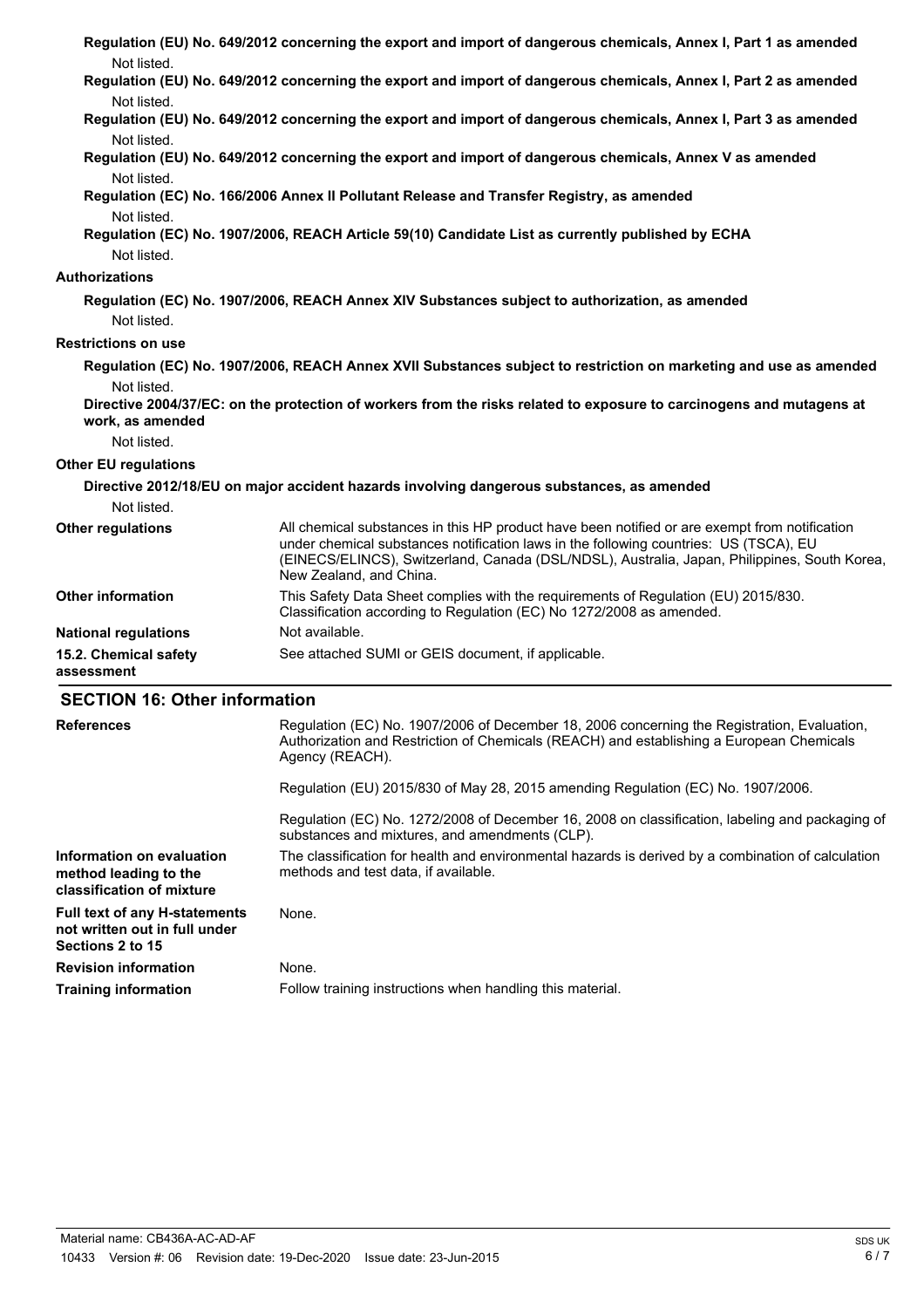**Regulation (EU) No. 649/2012 concerning the export and import of dangerous chemicals, Annex I, Part 1 as amended**

Not listed.

**Regulation (EU) No. 649/2012 concerning the export and import of dangerous chemicals, Annex I, Part 2 as amended**

Not listed.

**Regulation (EU) No. 649/2012 concerning the export and import of dangerous chemicals, Annex I, Part 3 as amended**

Not listed.

**Regulation (EU) No. 649/2012 concerning the export and import of dangerous chemicals, Annex V as amended**

Not listed.

**Regulation (EC) No. 166/2006 Annex II Pollutant Release and Transfer Registry, as amended**

Not listed.

**Regulation (EC) No. 1907/2006, REACH Article 59(10) Candidate List as currently published by ECHA**

Not listed.

**Authorizations**

**Regulation (EC) No. 1907/2006, REACH Annex XIV Substances subject to authorization, as amended**

Not listed.

**Restrictions on use**

**Regulation (EC) No. 1907/2006, REACH Annex XVII Substances subject to restriction on marketing and use as amended**

Not listed.

**Directive 2004/37/EC: on the protection of workers from the risks related to exposure to carcinogens and mutagens at work, as amended**

Not listed.

**Other EU regulations**

**Directive 2012/18/EU on major accident hazards involving dangerous substances, as amended**

Not listed.

**Other regulations** All chemical substances in this HP product have been notified or are exempt from notification under chemical substances notification laws in the following countries: US (TSCA), EU (EINECS/ELINCS), Switzerland, Canada (DSL/NDSL), Australia, Japan, Philippines, South Korea, New Zealand, and China.

**Other information** This Safety Data Sheet complies with the requirements of Regulation (EU) 2015/830. Classification according to Regulation (EC) No 1272/2008 as amended.

**National regulations** Not available.

**15.2. Chemical safety assessment** See attached SUMI or GEIS document, if applicable.

## SECTION 16: Other information

**References** Regulation (EC) No. 1907/2006 of December 18, 2006 concerning the Registration, Evaluation, Authorization and Restriction of Chemicals (REACH) and establishing a European Chemicals Agency (REACH).

Regulation (EU) 2015/830 of May 28, 2015 amending Regulation (EC) No. 1907/2006.

Regulation (EC) No. 1272/2008 of December 16, 2008 on classification, labeling and packaging of substances and mixtures, and amendments (CLP).

**Information on evaluation method leading to the classification of mixture** The classification for health and environmental hazards is derived by a combination of calculation methods and test data, if available.

**Full text of any H-statements not written out in full under Sections 2 to 15** None.

**Revision information** None.

**Training information** Follow training instructions when handling this material.

Material name: CB436A-AC-AD-AF

10433 Version #: 06 Revision date: 19-Dec-2020 Issue date: 23-Jun-2015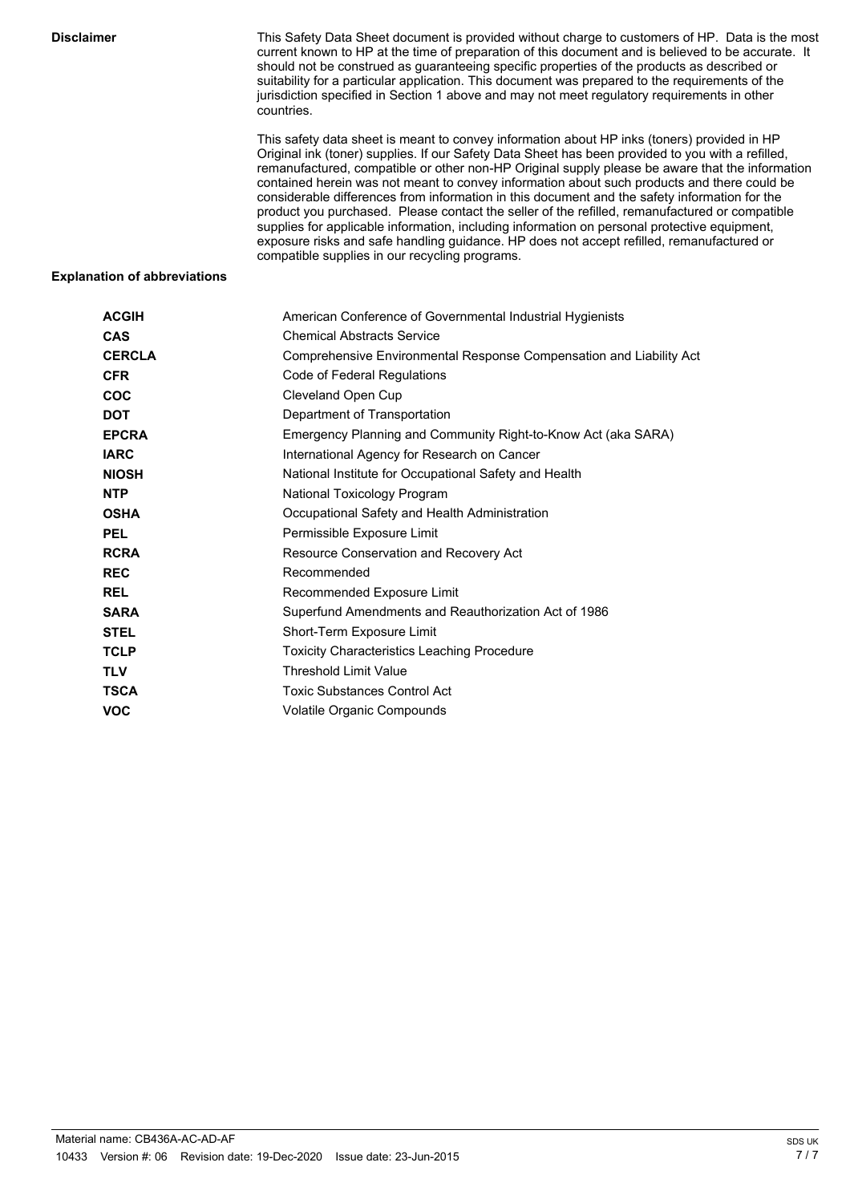**Disclaimer**

This Safety Data Sheet document is provided without charge to customers of HP. Data is the most current known to HP at the time of preparation of this document and is believed to be accurate. It should not be construed as guaranteeing specific properties of the products as described or suitability for a particular application. This document was prepared to the requirements of the jurisdiction specified in Section 1 above and may not meet regulatory requirements in other countries.

This safety data sheet is meant to convey information about HP inks (toners) provided in HP Original ink (toner) supplies. If our Safety Data Sheet has been provided to you with a refilled, remanufactured, compatible or other non-HP Original supply please be aware that the information contained herein was not meant to convey information about such products and there could be considerable differences from information in this document and the safety information for the product you purchased. Please contact the seller of the refilled, remanufactured or compatible supplies for applicable information, including information on personal protective equipment, exposure risks and safe handling guidance. HP does not accept refilled, remanufactured or compatible supplies in our recycling programs.

**Explanation of abbreviations**

| | |
|---|---|
| **ACGIH** | American Conference of Governmental Industrial Hygienists |
| **CAS** | Chemical Abstracts Service |
| **CERCLA** | Comprehensive Environmental Response Compensation and Liability Act |
| **CFR** | Code of Federal Regulations |
| **COC** | Cleveland Open Cup |
| **DOT** | Department of Transportation |
| **EPCRA** | Emergency Planning and Community Right-to-Know Act (aka SARA) |
| **IARC** | International Agency for Research on Cancer |
| **NIOSH** | National Institute for Occupational Safety and Health |
| **NTP** | National Toxicology Program |
| **OSHA** | Occupational Safety and Health Administration |
| **PEL** | Permissible Exposure Limit |
| **RCRA** | Resource Conservation and Recovery Act |
| **REC** | Recommended |
| **REL** | Recommended Exposure Limit |
| **SARA** | Superfund Amendments and Reauthorization Act of 1986 |
| **STEL** | Short-Term Exposure Limit |
| **TCLP** | Toxicity Characteristics Leaching Procedure |
| **TLV** | Threshold Limit Value |
| **TSCA** | Toxic Substances Control Act |
| **VOC** | Volatile Organic Compounds |